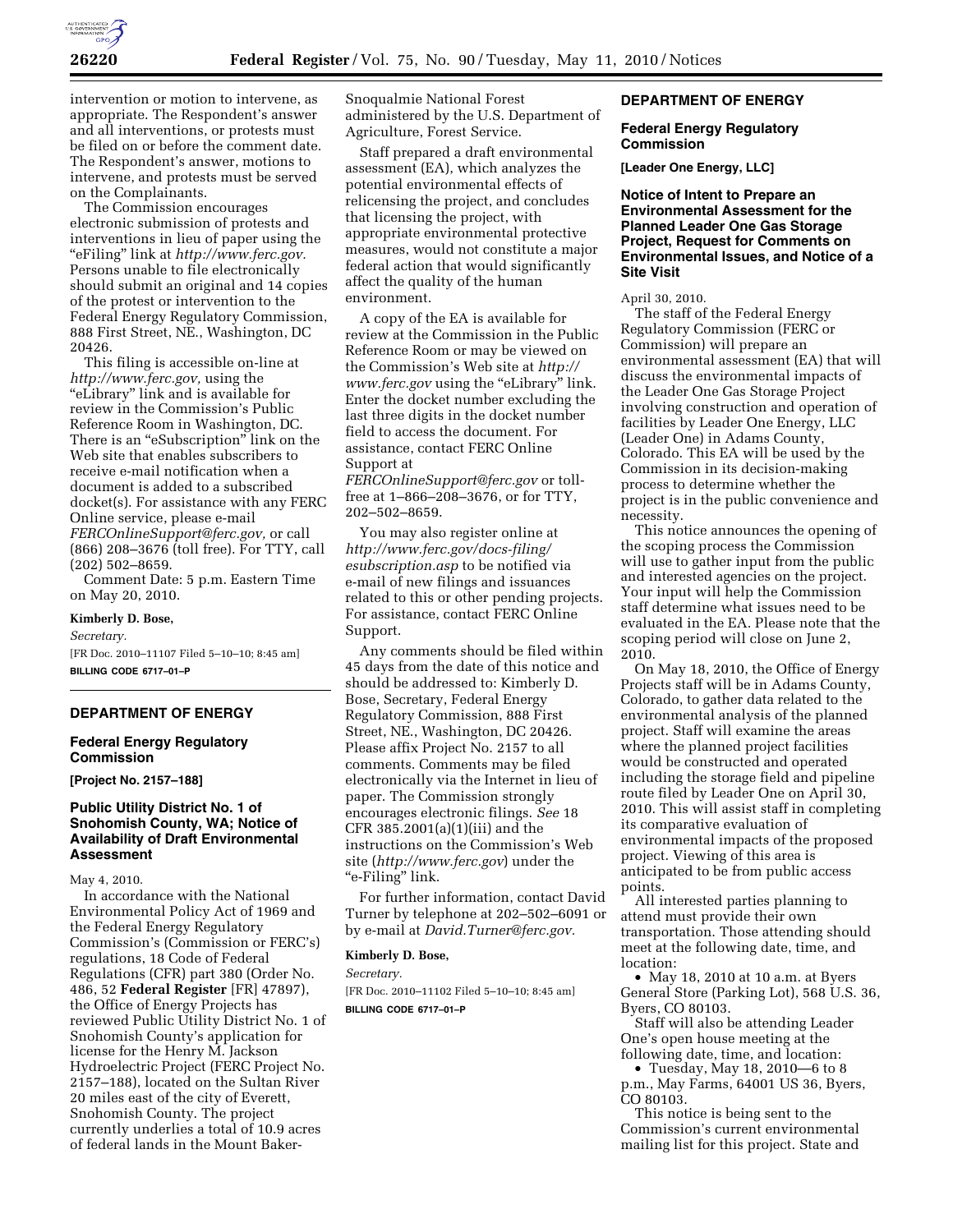intervention or motion to intervene, as appropriate. The Respondent's answer and all interventions, or protests must be filed on or before the comment date. The Respondent's answer, motions to intervene, and protests must be served on the Complainants.

The Commission encourages electronic submission of protests and interventions in lieu of paper using the "eFiling" link at *http://www.ferc.gov*. Persons unable to file electronically should submit an original and 14 copies of the protest or intervention to the Federal Energy Regulatory Commission, 888 First Street, NE., Washington, DC 20426.

This filing is accessible on-line at *http://www.ferc.gov*, using the "eLibrary" link and is available for review in the Commission's Public Reference Room in Washington, DC. There is an "eSubscription" link on the Web site that enables subscribers to receive e-mail notification when a document is added to a subscribed docket(s). For assistance with any FERC Online service, please e-mail *FERCOnlineSupport@ferc.gov*, or call (866) 208–3676 (toll free). For TTY, call (202) 502–8659.

Comment Date: 5 p.m. Eastern Time on May 20, 2010.

**Kimberly D. Bose,**

*Secretary.*

[FR Doc. 2010–11107 Filed 5–10–10; 8:45 am]

**BILLING CODE 6717–01–P**

## DEPARTMENT OF ENERGY

### Federal Energy Regulatory Commission

**[Project No. 2157–188]**

### Public Utility District No. 1 of Snohomish County, WA; Notice of Availability of Draft Environmental Assessment

May 4, 2010.

In accordance with the National Environmental Policy Act of 1969 and the Federal Energy Regulatory Commission's (Commission or FERC's) regulations, 18 Code of Federal Regulations (CFR) part 380 (Order No. 486, 52 **Federal Register** [FR] 47897), the Office of Energy Projects has reviewed Public Utility District No. 1 of Snohomish County's application for license for the Henry M. Jackson Hydroelectric Project (FERC Project No. 2157–188), located on the Sultan River 20 miles east of the city of Everett, Snohomish County. The project currently underlies a total of 10.9 acres of federal lands in the Mount Baker-Snoqualmie National Forest administered by the U.S. Department of Agriculture, Forest Service.

Staff prepared a draft environmental assessment (EA), which analyzes the potential environmental effects of relicensing the project, and concludes that licensing the project, with appropriate environmental protective measures, would not constitute a major federal action that would significantly affect the quality of the human environment.

A copy of the EA is available for review at the Commission in the Public Reference Room or may be viewed on the Commission's Web site at *http://www.ferc.gov* using the "eLibrary" link. Enter the docket number excluding the last three digits in the docket number field to access the document. For assistance, contact FERC Online Support at *FERCOnlineSupport@ferc.gov* or toll-free at 1–866–208–3676, or for TTY, 202–502–8659.

You may also register online at *http://www.ferc.gov/docs-filing/esubscription.asp* to be notified via e-mail of new filings and issuances related to this or other pending projects. For assistance, contact FERC Online Support.

Any comments should be filed within 45 days from the date of this notice and should be addressed to: Kimberly D. Bose, Secretary, Federal Energy Regulatory Commission, 888 First Street, NE., Washington, DC 20426. Please affix Project No. 2157 to all comments. Comments may be filed electronically via the Internet in lieu of paper. The Commission strongly encourages electronic filings. *See* 18 CFR 385.2001(a)(1)(iii) and the instructions on the Commission's Web site (*http://www.ferc.gov*) under the "e-Filing" link.

For further information, contact David Turner by telephone at 202–502–6091 or by e-mail at *David.Turner@ferc.gov*.

**Kimberly D. Bose,**

*Secretary.*

[FR Doc. 2010–11102 Filed 5–10–10; 8:45 am]

**BILLING CODE 6717–01–P**

## DEPARTMENT OF ENERGY

### Federal Energy Regulatory Commission

**[Leader One Energy, LLC]**

### Notice of Intent to Prepare an Environmental Assessment for the Planned Leader One Gas Storage Project, Request for Comments on Environmental Issues, and Notice of a Site Visit

April 30, 2010.

The staff of the Federal Energy Regulatory Commission (FERC or Commission) will prepare an environmental assessment (EA) that will discuss the environmental impacts of the Leader One Gas Storage Project involving construction and operation of facilities by Leader One Energy, LLC (Leader One) in Adams County, Colorado. This EA will be used by the Commission in its decision-making process to determine whether the project is in the public convenience and necessity.

This notice announces the opening of the scoping process the Commission will use to gather input from the public and interested agencies on the project. Your input will help the Commission staff determine what issues need to be evaluated in the EA. Please note that the scoping period will close on June 2, 2010.

On May 18, 2010, the Office of Energy Projects staff will be in Adams County, Colorado, to gather data related to the environmental analysis of the planned project. Staff will examine the areas where the planned project facilities would be constructed and operated including the storage field and pipeline route filed by Leader One on April 30, 2010. This will assist staff in completing its comparative evaluation of environmental impacts of the proposed project. Viewing of this area is anticipated to be from public access points.

All interested parties planning to attend must provide their own transportation. Those attending should meet at the following date, time, and location:

- May 18, 2010 at 10 a.m. at Byers General Store (Parking Lot), 568 U.S. 36, Byers, CO 80103.

Staff will also be attending Leader One's open house meeting at the following date, time, and location:

- Tuesday, May 18, 2010—6 to 8 p.m., May Farms, 64001 US 36, Byers, CO 80103.

This notice is being sent to the Commission's current environmental mailing list for this project. State and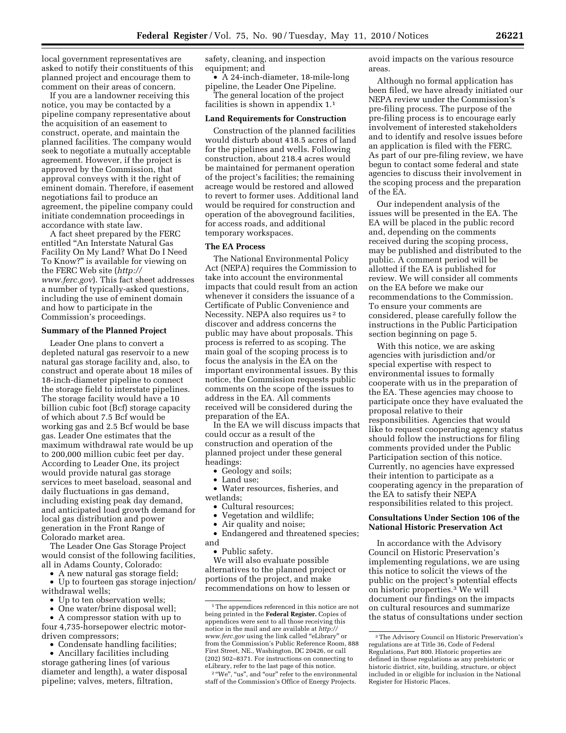local government representatives are asked to notify their constituents of this planned project and encourage them to comment on their areas of concern.

If you are a landowner receiving this notice, you may be contacted by a pipeline company representative about the acquisition of an easement to construct, operate, and maintain the planned facilities. The company would seek to negotiate a mutually acceptable agreement. However, if the project is approved by the Commission, that approval conveys with it the right of eminent domain. Therefore, if easement negotiations fail to produce an agreement, the pipeline company could initiate condemnation proceedings in accordance with state law.

A fact sheet prepared by the FERC entitled "An Interstate Natural Gas Facility On My Land? What Do I Need To Know?" is available for viewing on the FERC Web site (*http://www.ferc.gov*). This fact sheet addresses a number of typically-asked questions, including the use of eminent domain and how to participate in the Commission's proceedings.

**Summary of the Planned Project**

Leader One plans to convert a depleted natural gas reservoir to a new natural gas storage facility and, also, to construct and operate about 18 miles of 18-inch-diameter pipeline to connect the storage field to interstate pipelines. The storage facility would have a 10 billion cubic foot (Bcf) storage capacity of which about 7.5 Bcf would be working gas and 2.5 Bcf would be base gas. Leader One estimates that the maximum withdrawal rate would be up to 200,000 million cubic feet per day. According to Leader One, its project would provide natural gas storage services to meet baseload, seasonal and daily fluctuations in gas demand, including existing peak day demand, and anticipated load growth demand for local gas distribution and power generation in the Front Range of Colorado market area.

The Leader One Gas Storage Project would consist of the following facilities, all in Adams County, Colorado:

- A new natural gas storage field;
- Up to fourteen gas storage injection/withdrawal wells;
- Up to ten observation wells;
- One water/brine disposal well;
- A compressor station with up to four 4,735-horsepower electric motor-driven compressors;
- Condensate handling facilities;
- Ancillary facilities including storage gathering lines (of various diameter and length), a water disposal pipeline; valves, meters, filtration, safety, cleaning, and inspection equipment; and
- A 24-inch-diameter, 18-mile-long pipeline, the Leader One Pipeline.

The general location of the project facilities is shown in appendix 1.[1]

**Land Requirements for Construction**

Construction of the planned facilities would disturb about 418.5 acres of land for the pipelines and wells. Following construction, about 218.4 acres would be maintained for permanent operation of the project's facilities; the remaining acreage would be restored and allowed to revert to former uses. Additional land would be required for construction and operation of the aboveground facilities, for access roads, and additional temporary workspaces.

**The EA Process**

The National Environmental Policy Act (NEPA) requires the Commission to take into account the environmental impacts that could result from an action whenever it considers the issuance of a Certificate of Public Convenience and Necessity. NEPA also requires us[2] to discover and address concerns the public may have about proposals. This process is referred to as scoping. The main goal of the scoping process is to focus the analysis in the EA on the important environmental issues. By this notice, the Commission requests public comments on the scope of the issues to address in the EA. All comments received will be considered during the preparation of the EA.

In the EA we will discuss impacts that could occur as a result of the construction and operation of the planned project under these general headings:

- Geology and soils;
- Land use;
- Water resources, fisheries, and wetlands;
- Cultural resources;
- Vegetation and wildlife;
- Air quality and noise;
- Endangered and threatened species; and
- Public safety.

We will also evaluate possible alternatives to the planned project or portions of the project, and make recommendations on how to lessen or avoid impacts on the various resource areas.

Although no formal application has been filed, we have already initiated our NEPA review under the Commission's pre-filing process. The purpose of the pre-filing process is to encourage early involvement of interested stakeholders and to identify and resolve issues before an application is filed with the FERC. As part of our pre-filing review, we have begun to contact some federal and state agencies to discuss their involvement in the scoping process and the preparation of the EA.

Our independent analysis of the issues will be presented in the EA. The EA will be placed in the public record and, depending on the comments received during the scoping process, may be published and distributed to the public. A comment period will be allotted if the EA is published for review. We will consider all comments on the EA before we make our recommendations to the Commission. To ensure your comments are considered, please carefully follow the instructions in the Public Participation section beginning on page 5.

With this notice, we are asking agencies with jurisdiction and/or special expertise with respect to environmental issues to formally cooperate with us in the preparation of the EA. These agencies may choose to participate once they have evaluated the proposal relative to their responsibilities. Agencies that would like to request cooperating agency status should follow the instructions for filing comments provided under the Public Participation section of this notice. Currently, no agencies have expressed their intention to participate as a cooperating agency in the preparation of the EA to satisfy their NEPA responsibilities related to this project.

**Consultations Under Section 106 of the National Historic Preservation Act**

In accordance with the Advisory Council on Historic Preservation's implementing regulations, we are using this notice to solicit the views of the public on the project's potential effects on historic properties.[3] We will document our findings on the impacts on cultural resources and summarize the status of consultations under section

---

[1] The appendices referenced in this notice are not being printed in the **Federal Register.** Copies of appendices were sent to all those receiving this notice in the mail and are available at *http://www.ferc.gov* using the link called "eLibrary" or from the Commission's Public Reference Room, 888 First Street, NE., Washington, DC 20426, or call (202) 502–8371. For instructions on connecting to eLibrary, refer to the last page of this notice.

[2] "We", "us", and "our" refer to the environmental staff of the Commission's Office of Energy Projects.

[3] The Advisory Council on Historic Preservation's regulations are at Title 36, Code of Federal Regulations, Part 800. Historic properties are defined in those regulations as any prehistoric or historic district, site, building, structure, or object included in or eligible for inclusion in the National Register for Historic Places.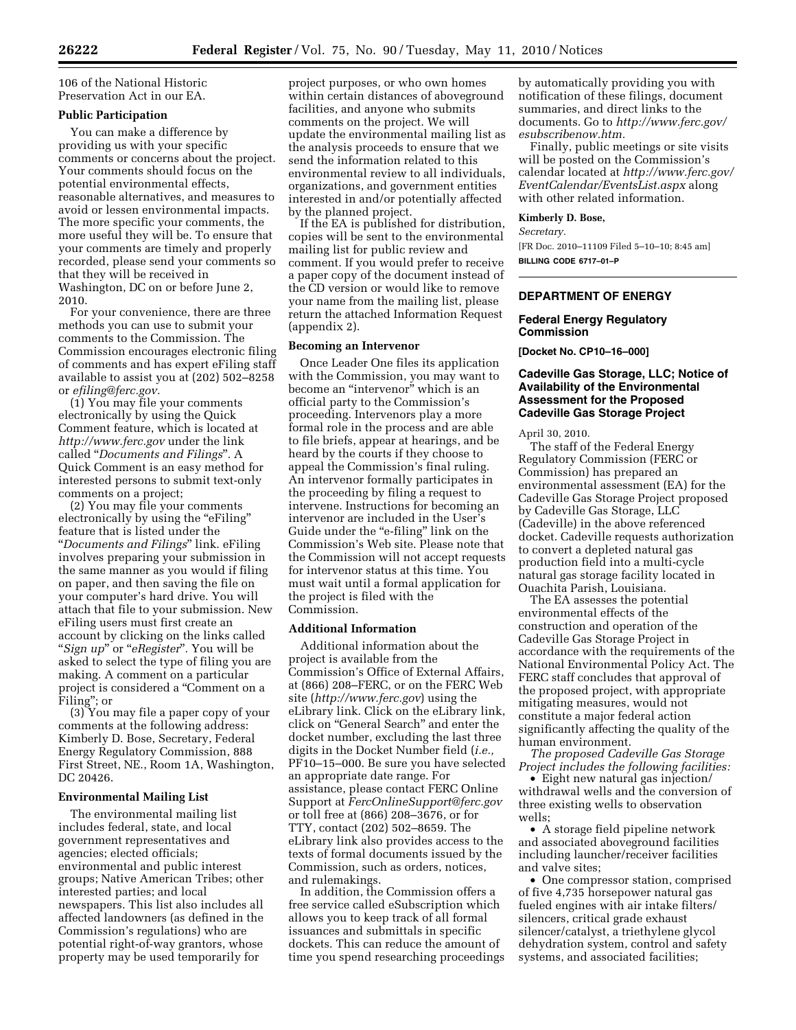106 of the National Historic Preservation Act in our EA.

### Public Participation

You can make a difference by providing us with your specific comments or concerns about the project. Your comments should focus on the potential environmental effects, reasonable alternatives, and measures to avoid or lessen environmental impacts. The more specific your comments, the more useful they will be. To ensure that your comments are timely and properly recorded, please send your comments so that they will be received in Washington, DC on or before June 2, 2010.

For your convenience, there are three methods you can use to submit your comments to the Commission. The Commission encourages electronic filing of comments and has expert eFiling staff available to assist you at (202) 502–8258 or *efiling@ferc.gov.*

(1) You may file your comments electronically by using the Quick Comment feature, which is located at *http://www.ferc.gov* under the link called "*Documents and Filings*". A Quick Comment is an easy method for interested persons to submit text-only comments on a project;

(2) You may file your comments electronically by using the "eFiling" feature that is listed under the "*Documents and Filings*" link. eFiling involves preparing your submission in the same manner as you would if filing on paper, and then saving the file on your computer's hard drive. You will attach that file to your submission. New eFiling users must first create an account by clicking on the links called "*Sign up*" or "*eRegister*". You will be asked to select the type of filing you are making. A comment on a particular project is considered a "Comment on a Filing"; or

(3) You may file a paper copy of your comments at the following address: Kimberly D. Bose, Secretary, Federal Energy Regulatory Commission, 888 First Street, NE., Room 1A, Washington, DC 20426.

### Environmental Mailing List

The environmental mailing list includes federal, state, and local government representatives and agencies; elected officials; environmental and public interest groups; Native American Tribes; other interested parties; and local newspapers. This list also includes all affected landowners (as defined in the Commission's regulations) who are potential right-of-way grantors, whose property may be used temporarily for project purposes, or who own homes within certain distances of aboveground facilities, and anyone who submits comments on the project. We will update the environmental mailing list as the analysis proceeds to ensure that we send the information related to this environmental review to all individuals, organizations, and government entities interested in and/or potentially affected by the planned project.

If the EA is published for distribution, copies will be sent to the environmental mailing list for public review and comment. If you would prefer to receive a paper copy of the document instead of the CD version or would like to remove your name from the mailing list, please return the attached Information Request (appendix 2).

### Becoming an Intervenor

Once Leader One files its application with the Commission, you may want to become an "intervenor" which is an official party to the Commission's proceeding. Intervenors play a more formal role in the process and are able to file briefs, appear at hearings, and be heard by the courts if they choose to appeal the Commission's final ruling. An intervenor formally participates in the proceeding by filing a request to intervene. Instructions for becoming an intervenor are included in the User's Guide under the "e-filing" link on the Commission's Web site. Please note that the Commission will not accept requests for intervenor status at this time. You must wait until a formal application for the project is filed with the Commission.

### Additional Information

Additional information about the project is available from the Commission's Office of External Affairs, at (866) 208–FERC, or on the FERC Web site (*http://www.ferc.gov*) using the eLibrary link. Click on the eLibrary link, click on "General Search" and enter the docket number, excluding the last three digits in the Docket Number field (*i.e.,* PF10–15–000. Be sure you have selected an appropriate date range. For assistance, please contact FERC Online Support at *FercOnlineSupport@ferc.gov* or toll free at (866) 208–3676, or for TTY, contact (202) 502–8659. The eLibrary link also provides access to the texts of formal documents issued by the Commission, such as orders, notices, and rulemakings.

In addition, the Commission offers a free service called eSubscription which allows you to keep track of all formal issuances and submittals in specific dockets. This can reduce the amount of time you spend researching proceedings by automatically providing you with notification of these filings, document summaries, and direct links to the documents. Go to *http://www.ferc.gov/esubscribenow.htm.*

Finally, public meetings or site visits will be posted on the Commission's calendar located at *http://www.ferc.gov/EventCalendar/EventsList.aspx* along with other related information.

**Kimberly D. Bose,**

*Secretary.*

[FR Doc. 2010–11109 Filed 5–10–10; 8:45 am]

**BILLING CODE 6717–01–P**

---

## DEPARTMENT OF ENERGY

### Federal Energy Regulatory Commission

**[Docket No. CP10–16–000]**

### Cadeville Gas Storage, LLC; Notice of Availability of the Environmental Assessment for the Proposed Cadeville Gas Storage Project

April 30, 2010.

The staff of the Federal Energy Regulatory Commission (FERC or Commission) has prepared an environmental assessment (EA) for the Cadeville Gas Storage Project proposed by Cadeville Gas Storage, LLC (Cadeville) in the above referenced docket. Cadeville requests authorization to convert a depleted natural gas production field into a multi-cycle natural gas storage facility located in Ouachita Parish, Louisiana.

The EA assesses the potential environmental effects of the construction and operation of the Cadeville Gas Storage Project in accordance with the requirements of the National Environmental Policy Act. The FERC staff concludes that approval of the proposed project, with appropriate mitigating measures, would not constitute a major federal action significantly affecting the quality of the human environment.

*The proposed Cadeville Gas Storage Project includes the following facilities:*

- Eight new natural gas injection/withdrawal wells and the conversion of three existing wells to observation wells;
- A storage field pipeline network and associated aboveground facilities including launcher/receiver facilities and valve sites;
- One compressor station, comprised of five 4,735 horsepower natural gas fueled engines with air intake filters/silencers, critical grade exhaust silencer/catalyst, a triethylene glycol dehydration system, control and safety systems, and associated facilities;